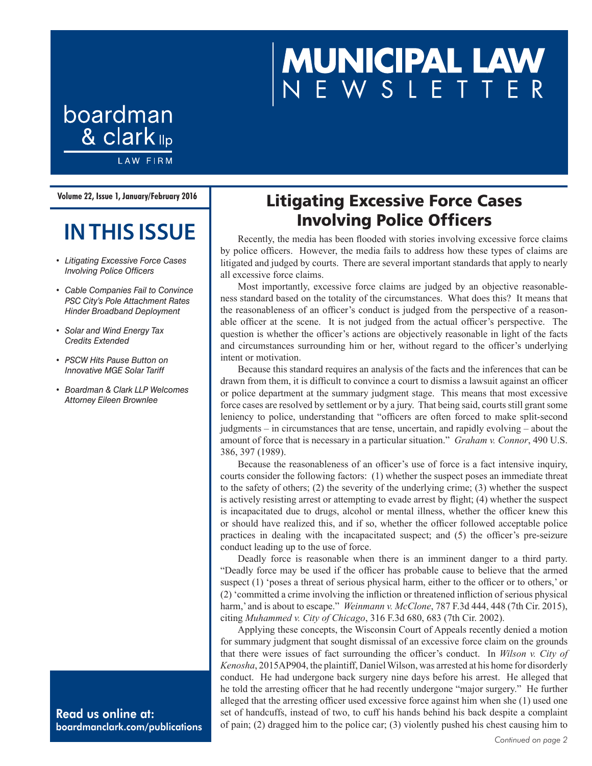boardman & clark llp

LAW FIRM

# MUNICIPAL LAW NEWSLETTER

**Volume 22, Issue 1, January/February 2016**

## IN THIS ISSUE

- *Litigating Excessive Force Cases Involving Police Officers*
- *Cable Companies Fail to Convince PSC City's Pole Attachment Rates Hinder Broadband Deployment*
- *Solar and Wind Energy Tax Credits Extended*
- *PSCW Hits Pause Button on Innovative MGE Solar Tariff*
- *Boardman & Clark LLP Welcomes Attorney Eileen Brownlee*

**Read us online at:**
**boardmanclark.com/publications**

## Litigating Excessive Force Cases Involving Police Officers

Recently, the media has been flooded with stories involving excessive force claims by police officers. However, the media fails to address how these types of claims are litigated and judged by courts. There are several important standards that apply to nearly all excessive force claims.

Most importantly, excessive force claims are judged by an objective reasonableness standard based on the totality of the circumstances. What does this? It means that the reasonableness of an officer's conduct is judged from the perspective of a reasonable officer at the scene. It is not judged from the actual officer's perspective. The question is whether the officer's actions are objectively reasonable in light of the facts and circumstances surrounding him or her, without regard to the officer's underlying intent or motivation.

Because this standard requires an analysis of the facts and the inferences that can be drawn from them, it is difficult to convince a court to dismiss a lawsuit against an officer or police department at the summary judgment stage. This means that most excessive force cases are resolved by settlement or by a jury. That being said, courts still grant some leniency to police, understanding that "officers are often forced to make split-second judgments – in circumstances that are tense, uncertain, and rapidly evolving – about the amount of force that is necessary in a particular situation." *Graham v. Connor*, 490 U.S. 386, 397 (1989).

Because the reasonableness of an officer's use of force is a fact intensive inquiry, courts consider the following factors: (1) whether the suspect poses an immediate threat to the safety of others; (2) the severity of the underlying crime; (3) whether the suspect is actively resisting arrest or attempting to evade arrest by flight; (4) whether the suspect is incapacitated due to drugs, alcohol or mental illness, whether the officer knew this or should have realized this, and if so, whether the officer followed acceptable police practices in dealing with the incapacitated suspect; and (5) the officer's pre-seizure conduct leading up to the use of force.

Deadly force is reasonable when there is an imminent danger to a third party. "Deadly force may be used if the officer has probable cause to believe that the armed suspect (1) 'poses a threat of serious physical harm, either to the officer or to others,' or (2) 'committed a crime involving the infliction or threatened infliction of serious physical harm,' and is about to escape." *Weinmann v. McClone*, 787 F.3d 444, 448 (7th Cir. 2015), citing *Muhammed v. City of Chicago*, 316 F.3d 680, 683 (7th Cir. 2002).

Applying these concepts, the Wisconsin Court of Appeals recently denied a motion for summary judgment that sought dismissal of an excessive force claim on the grounds that there were issues of fact surrounding the officer's conduct. In *Wilson v. City of Kenosha*, 2015AP904, the plaintiff, Daniel Wilson, was arrested at his home for disorderly conduct. He had undergone back surgery nine days before his arrest. He alleged that he told the arresting officer that he had recently undergone "major surgery." He further alleged that the arresting officer used excessive force against him when she (1) used one set of handcuffs, instead of two, to cuff his hands behind his back despite a complaint of pain; (2) dragged him to the police car; (3) violently pushed his chest causing him to

*Continued on page 2*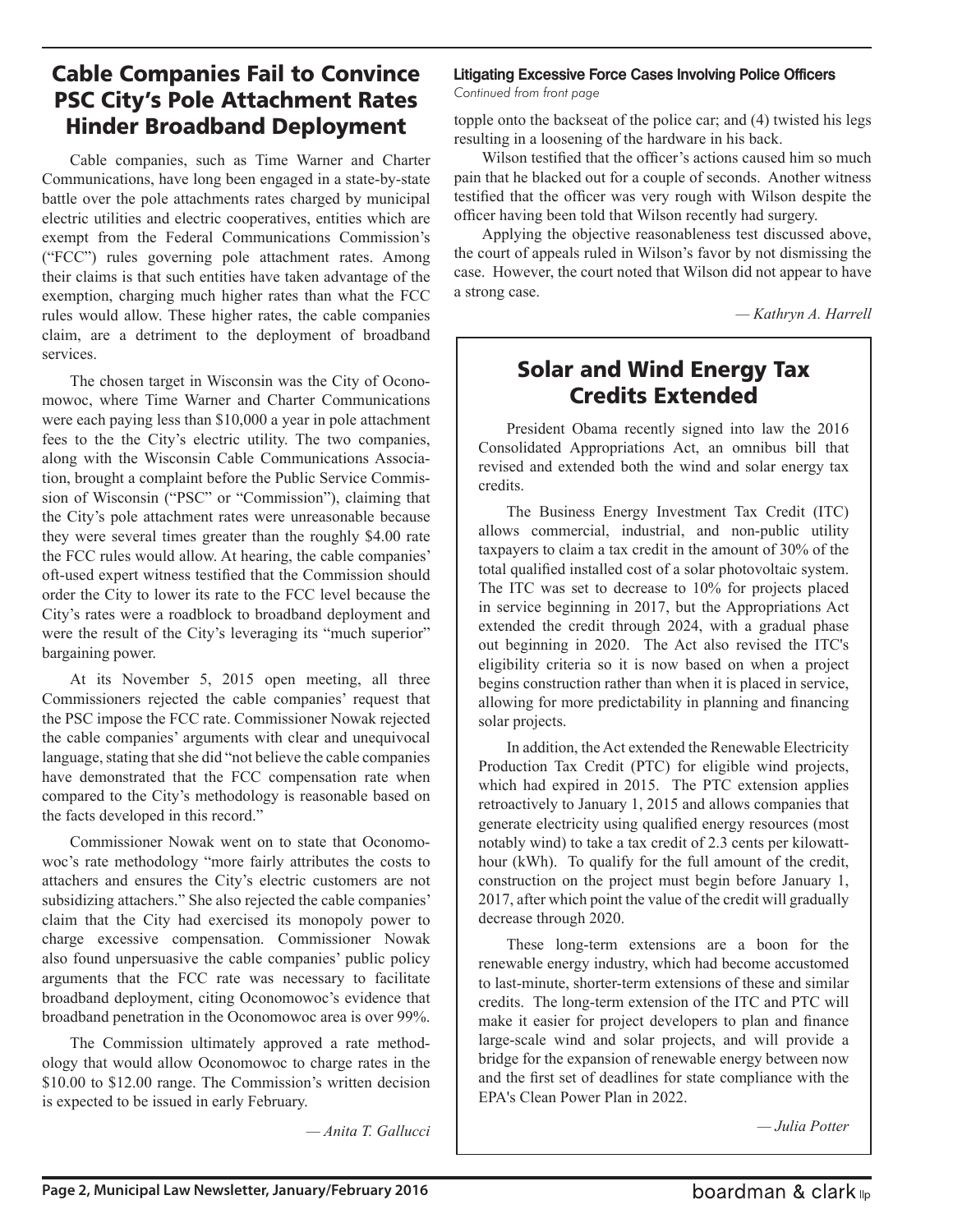## Cable Companies Fail to Convince PSC City's Pole Attachment Rates Hinder Broadband Deployment

Cable companies, such as Time Warner and Charter Communications, have long been engaged in a state-by-state battle over the pole attachments rates charged by municipal electric utilities and electric cooperatives, entities which are exempt from the Federal Communications Commission's ("FCC") rules governing pole attachment rates. Among their claims is that such entities have taken advantage of the exemption, charging much higher rates than what the FCC rules would allow. These higher rates, the cable companies claim, are a detriment to the deployment of broadband services.

The chosen target in Wisconsin was the City of Oconomowoc, where Time Warner and Charter Communications were each paying less than $10,000 a year in pole attachment fees to the the City's electric utility. The two companies, along with the Wisconsin Cable Communications Association, brought a complaint before the Public Service Commission of Wisconsin ("PSC" or "Commission"), claiming that the City's pole attachment rates were unreasonable because they were several times greater than the roughly $4.00 rate the FCC rules would allow. At hearing, the cable companies' oft-used expert witness testified that the Commission should order the City to lower its rate to the FCC level because the City's rates were a roadblock to broadband deployment and were the result of the City's leveraging its "much superior" bargaining power.

At its November 5, 2015 open meeting, all three Commissioners rejected the cable companies' request that the PSC impose the FCC rate. Commissioner Nowak rejected the cable companies' arguments with clear and unequivocal language, stating that she did "not believe the cable companies have demonstrated that the FCC compensation rate when compared to the City's methodology is reasonable based on the facts developed in this record."

Commissioner Nowak went on to state that Oconomowoc's rate methodology "more fairly attributes the costs to attachers and ensures the City's electric customers are not subsidizing attachers." She also rejected the cable companies' claim that the City had exercised its monopoly power to charge excessive compensation. Commissioner Nowak also found unpersuasive the cable companies' public policy arguments that the FCC rate was necessary to facilitate broadband deployment, citing Oconomowoc's evidence that broadband penetration in the Oconomowoc area is over 99%.

The Commission ultimately approved a rate methodology that would allow Oconomowoc to charge rates in the $10.00 to $12.00 range. The Commission's written decision is expected to be issued in early February.

*— Anita T. Gallucci*

### Litigating Excessive Force Cases Involving Police Officers

*Continued from front page*

topple onto the backseat of the police car; and (4) twisted his legs resulting in a loosening of the hardware in his back.

Wilson testified that the officer's actions caused him so much pain that he blacked out for a couple of seconds. Another witness testified that the officer was very rough with Wilson despite the officer having been told that Wilson recently had surgery.

Applying the objective reasonableness test discussed above, the court of appeals ruled in Wilson's favor by not dismissing the case. However, the court noted that Wilson did not appear to have a strong case.

*— Kathryn A. Harrell*

## Solar and Wind Energy Tax Credits Extended

President Obama recently signed into law the 2016 Consolidated Appropriations Act, an omnibus bill that revised and extended both the wind and solar energy tax credits.

The Business Energy Investment Tax Credit (ITC) allows commercial, industrial, and non-public utility taxpayers to claim a tax credit in the amount of 30% of the total qualified installed cost of a solar photovoltaic system. The ITC was set to decrease to 10% for projects placed in service beginning in 2017, but the Appropriations Act extended the credit through 2024, with a gradual phase out beginning in 2020. The Act also revised the ITC's eligibility criteria so it is now based on when a project begins construction rather than when it is placed in service, allowing for more predictability in planning and financing solar projects.

In addition, the Act extended the Renewable Electricity Production Tax Credit (PTC) for eligible wind projects, which had expired in 2015. The PTC extension applies retroactively to January 1, 2015 and allows companies that generate electricity using qualified energy resources (most notably wind) to take a tax credit of 2.3 cents per kilowatt-hour (kWh). To qualify for the full amount of the credit, construction on the project must begin before January 1, 2017, after which point the value of the credit will gradually decrease through 2020.

These long-term extensions are a boon for the renewable energy industry, which had become accustomed to last-minute, shorter-term extensions of these and similar credits. The long-term extension of the ITC and PTC will make it easier for project developers to plan and finance large-scale wind and solar projects, and will provide a bridge for the expansion of renewable energy between now and the first set of deadlines for state compliance with the EPA's Clean Power Plan in 2022.

*— Julia Potter*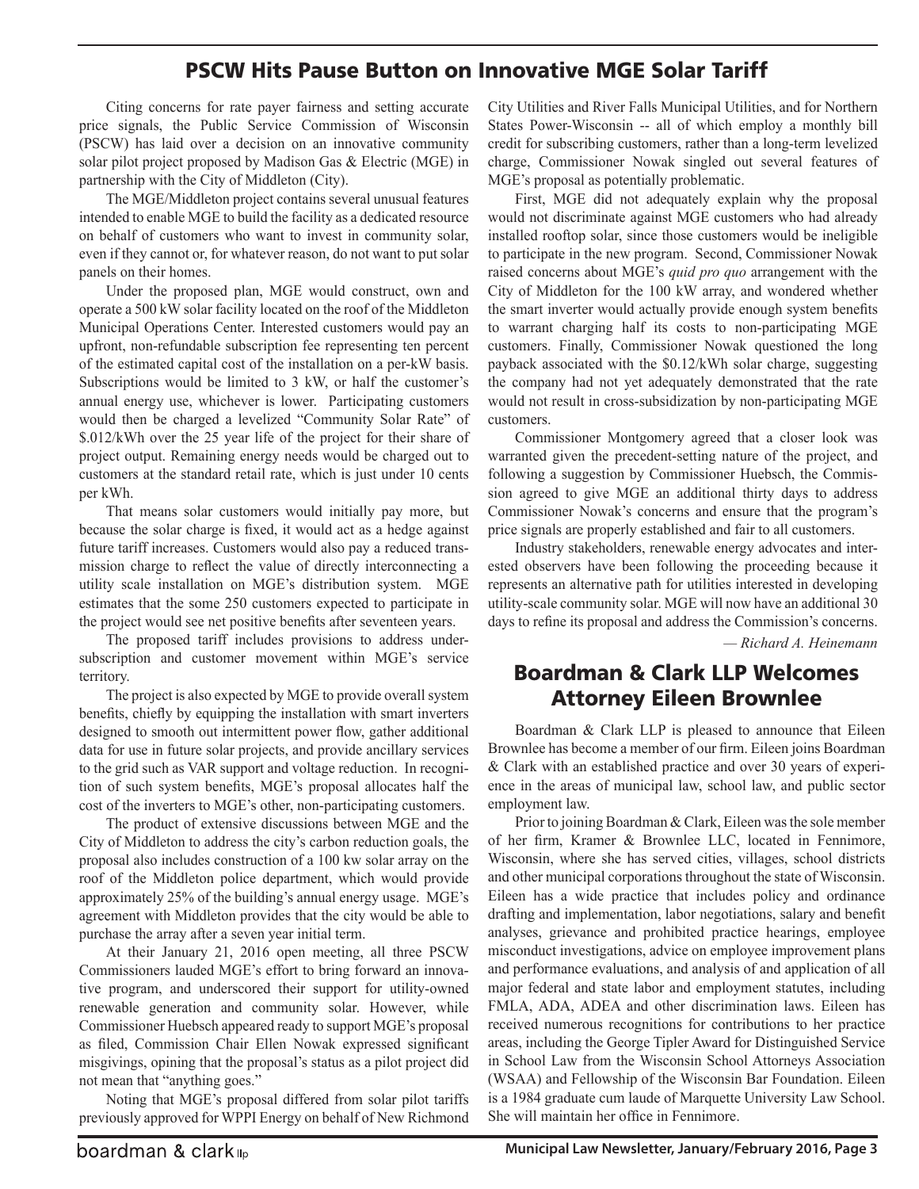## PSCW Hits Pause Button on Innovative MGE Solar Tariff

Citing concerns for rate payer fairness and setting accurate price signals, the Public Service Commission of Wisconsin (PSCW) has laid over a decision on an innovative community solar pilot project proposed by Madison Gas & Electric (MGE) in partnership with the City of Middleton (City).

The MGE/Middleton project contains several unusual features intended to enable MGE to build the facility as a dedicated resource on behalf of customers who want to invest in community solar, even if they cannot or, for whatever reason, do not want to put solar panels on their homes.

Under the proposed plan, MGE would construct, own and operate a 500 kW solar facility located on the roof of the Middleton Municipal Operations Center. Interested customers would pay an upfront, non-refundable subscription fee representing ten percent of the estimated capital cost of the installation on a per-kW basis. Subscriptions would be limited to 3 kW, or half the customer's annual energy use, whichever is lower. Participating customers would then be charged a levelized "Community Solar Rate" of $.012/kWh over the 25 year life of the project for their share of project output. Remaining energy needs would be charged out to customers at the standard retail rate, which is just under 10 cents per kWh.

That means solar customers would initially pay more, but because the solar charge is fixed, it would act as a hedge against future tariff increases. Customers would also pay a reduced transmission charge to reflect the value of directly interconnecting a utility scale installation on MGE's distribution system. MGE estimates that the some 250 customers expected to participate in the project would see net positive benefits after seventeen years.

The proposed tariff includes provisions to address undersubscription and customer movement within MGE's service territory.

The project is also expected by MGE to provide overall system benefits, chiefly by equipping the installation with smart inverters designed to smooth out intermittent power flow, gather additional data for use in future solar projects, and provide ancillary services to the grid such as VAR support and voltage reduction. In recognition of such system benefits, MGE's proposal allocates half the cost of the inverters to MGE's other, non-participating customers.

The product of extensive discussions between MGE and the City of Middleton to address the city's carbon reduction goals, the proposal also includes construction of a 100 kw solar array on the roof of the Middleton police department, which would provide approximately 25% of the building's annual energy usage. MGE's agreement with Middleton provides that the city would be able to purchase the array after a seven year initial term.

At their January 21, 2016 open meeting, all three PSCW Commissioners lauded MGE's effort to bring forward an innovative program, and underscored their support for utility-owned renewable generation and community solar. However, while Commissioner Huebsch appeared ready to support MGE's proposal as filed, Commission Chair Ellen Nowak expressed significant misgivings, opining that the proposal's status as a pilot project did not mean that "anything goes."

Noting that MGE's proposal differed from solar pilot tariffs previously approved for WPPI Energy on behalf of New Richmond City Utilities and River Falls Municipal Utilities, and for Northern States Power-Wisconsin -- all of which employ a monthly bill credit for subscribing customers, rather than a long-term levelized charge, Commissioner Nowak singled out several features of MGE's proposal as potentially problematic.

First, MGE did not adequately explain why the proposal would not discriminate against MGE customers who had already installed rooftop solar, since those customers would be ineligible to participate in the new program. Second, Commissioner Nowak raised concerns about MGE's *quid pro quo* arrangement with the City of Middleton for the 100 kW array, and wondered whether the smart inverter would actually provide enough system benefits to warrant charging half its costs to non-participating MGE customers. Finally, Commissioner Nowak questioned the long payback associated with the $0.12/kWh solar charge, suggesting the company had not yet adequately demonstrated that the rate would not result in cross-subsidization by non-participating MGE customers.

Commissioner Montgomery agreed that a closer look was warranted given the precedent-setting nature of the project, and following a suggestion by Commissioner Huebsch, the Commission agreed to give MGE an additional thirty days to address Commissioner Nowak's concerns and ensure that the program's price signals are properly established and fair to all customers.

Industry stakeholders, renewable energy advocates and interested observers have been following the proceeding because it represents an alternative path for utilities interested in developing utility-scale community solar. MGE will now have an additional 30 days to refine its proposal and address the Commission's concerns.

*— Richard A. Heinemann*

## Boardman & Clark LLP Welcomes Attorney Eileen Brownlee

Boardman & Clark LLP is pleased to announce that Eileen Brownlee has become a member of our firm. Eileen joins Boardman & Clark with an established practice and over 30 years of experience in the areas of municipal law, school law, and public sector employment law.

Prior to joining Boardman & Clark, Eileen was the sole member of her firm, Kramer & Brownlee LLC, located in Fennimore, Wisconsin, where she has served cities, villages, school districts and other municipal corporations throughout the state of Wisconsin. Eileen has a wide practice that includes policy and ordinance drafting and implementation, labor negotiations, salary and benefit analyses, grievance and prohibited practice hearings, employee misconduct investigations, advice on employee improvement plans and performance evaluations, and analysis of and application of all major federal and state labor and employment statutes, including FMLA, ADA, ADEA and other discrimination laws. Eileen has received numerous recognitions for contributions to her practice areas, including the George Tipler Award for Distinguished Service in School Law from the Wisconsin School Attorneys Association (WSAA) and Fellowship of the Wisconsin Bar Foundation. Eileen is a 1984 graduate cum laude of Marquette University Law School. She will maintain her office in Fennimore.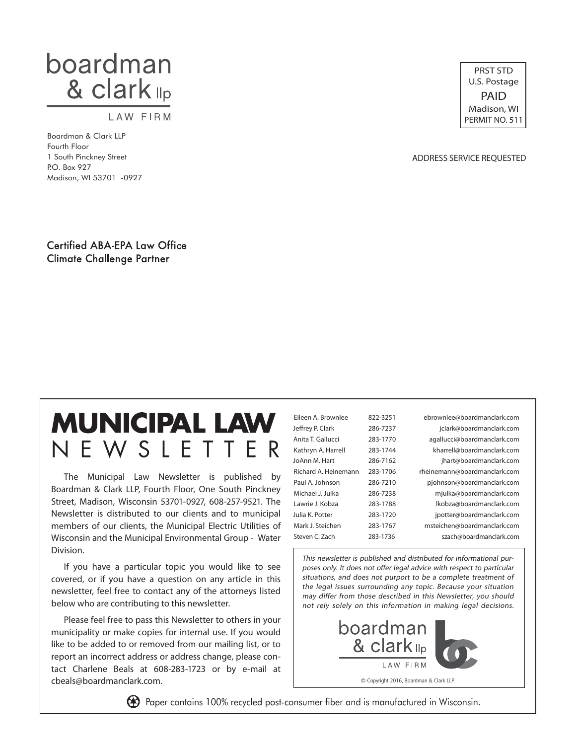boardman & clark llp

LAW FIRM

Boardman & Clark LLP
Fourth Floor
1 South Pinckney Street
P.O. Box 927
Madison, WI 53701 -0927

PRST STD
U.S. Postage
PAID
Madison, WI
PERMIT NO. 511

ADDRESS SERVICE REQUESTED

Certified ABA-EPA Law Office
Climate Challenge Partner

# MUNICIPAL LAW NEWSLETTER

The Municipal Law Newsletter is published by Boardman & Clark LLP, Fourth Floor, One South Pinckney Street, Madison, Wisconsin 53701-0927, 608-257-9521. The Newsletter is distributed to our clients and to municipal members of our clients, the Municipal Electric Utilities of Wisconsin and the Municipal Environmental Group - Water Division.

If you have a particular topic you would like to see covered, or if you have a question on any article in this newsletter, feel free to contact any of the attorneys listed below who are contributing to this newsletter.

Please feel free to pass this Newsletter to others in your municipality or make copies for internal use. If you would like to be added to or removed from our mailing list, or to report an incorrect address or address change, please contact Charlene Beals at 608-283-1723 or by e-mail at cbeals@boardmanclark.com.

| | | |
|---|---|---|
| Eileen A. Brownlee | 822-3251 | ebrownlee@boardmanclark.com |
| Jeffrey P. Clark | 286-7237 | jclark@boardmanclark.com |
| Anita T. Gallucci | 283-1770 | agallucci@boardmanclark.com |
| Kathryn A. Harrell | 283-1744 | kharrell@boardmanclark.com |
| JoAnn M. Hart | 286-7162 | jhart@boardmanclark.com |
| Richard A. Heinemann | 283-1706 | rheinemann@boardmanclark.com |
| Paul A. Johnson | 286-7210 | pjohnson@boardmanclark.com |
| Michael J. Julka | 286-7238 | mjulka@boardmanclark.com |
| Lawrie J. Kobza | 283-1788 | lkobza@boardmanclark.com |
| Julia K. Potter | 283-1720 | jpotter@boardmanclark.com |
| Mark J. Steichen | 283-1767 | msteichen@boardmanclark.com |
| Steven C. Zach | 283-1736 | szach@boardmanclark.com |

*This newsletter is published and distributed for informational purposes only. It does not offer legal advice with respect to particular situations, and does not purport to be a complete treatment of the legal issues surrounding any topic. Because your situation may differ from those described in this Newsletter, you should not rely solely on this information in making legal decisions.*

boardman & clark llp

LAW FIRM

© Copyright 2016, Boardman & Clark LLP

Paper contains 100% recycled post-consumer fiber and is manufactured in Wisconsin.